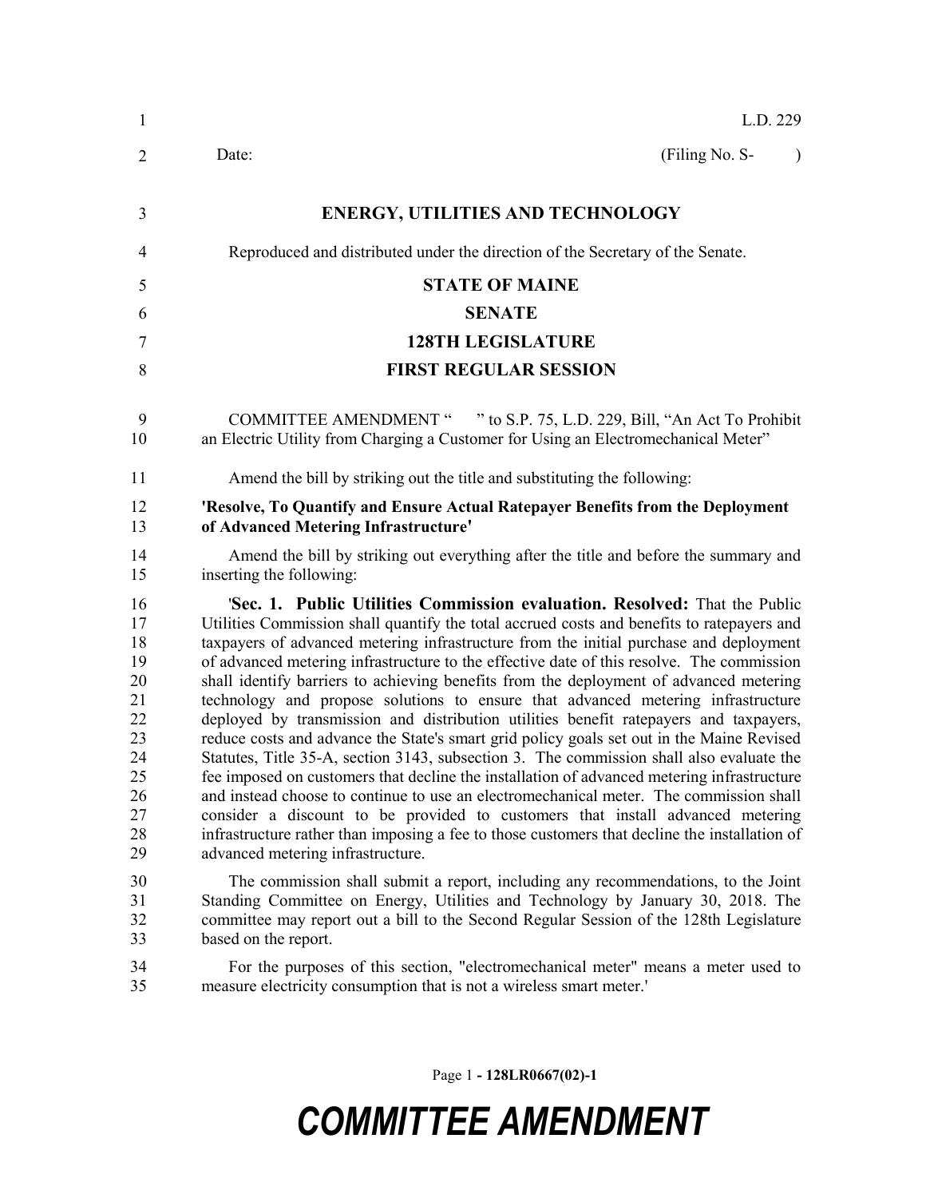L.D. 229

Date: (Filing No. S- )

**ENERGY, UTILITIES AND TECHNOLOGY**

Reproduced and distributed under the direction of the Secretary of the Senate.

**STATE OF MAINE**

**SENATE**

**128TH LEGISLATURE**

**FIRST REGULAR SESSION**

COMMITTEE AMENDMENT " " to S.P. 75, L.D. 229, Bill, "An Act To Prohibit an Electric Utility from Charging a Customer for Using an Electromechanical Meter"

Amend the bill by striking out the title and substituting the following:

**'Resolve, To Quantify and Ensure Actual Ratepayer Benefits from the Deployment of Advanced Metering Infrastructure'**

Amend the bill by striking out everything after the title and before the summary and inserting the following:

'**Sec. 1. Public Utilities Commission evaluation. Resolved:** That the Public Utilities Commission shall quantify the total accrued costs and benefits to ratepayers and taxpayers of advanced metering infrastructure from the initial purchase and deployment of advanced metering infrastructure to the effective date of this resolve. The commission shall identify barriers to achieving benefits from the deployment of advanced metering technology and propose solutions to ensure that advanced metering infrastructure deployed by transmission and distribution utilities benefit ratepayers and taxpayers, reduce costs and advance the State's smart grid policy goals set out in the Maine Revised Statutes, Title 35-A, section 3143, subsection 3. The commission shall also evaluate the fee imposed on customers that decline the installation of advanced metering infrastructure and instead choose to continue to use an electromechanical meter. The commission shall consider a discount to be provided to customers that install advanced metering infrastructure rather than imposing a fee to those customers that decline the installation of advanced metering infrastructure.

The commission shall submit a report, including any recommendations, to the Joint Standing Committee on Energy, Utilities and Technology by January 30, 2018. The committee may report out a bill to the Second Regular Session of the 128th Legislature based on the report.

For the purposes of this section, "electromechanical meter" means a meter used to measure electricity consumption that is not a wireless smart meter.'

**- 128LR0667(02)-1**

***COMMITTEE AMENDMENT***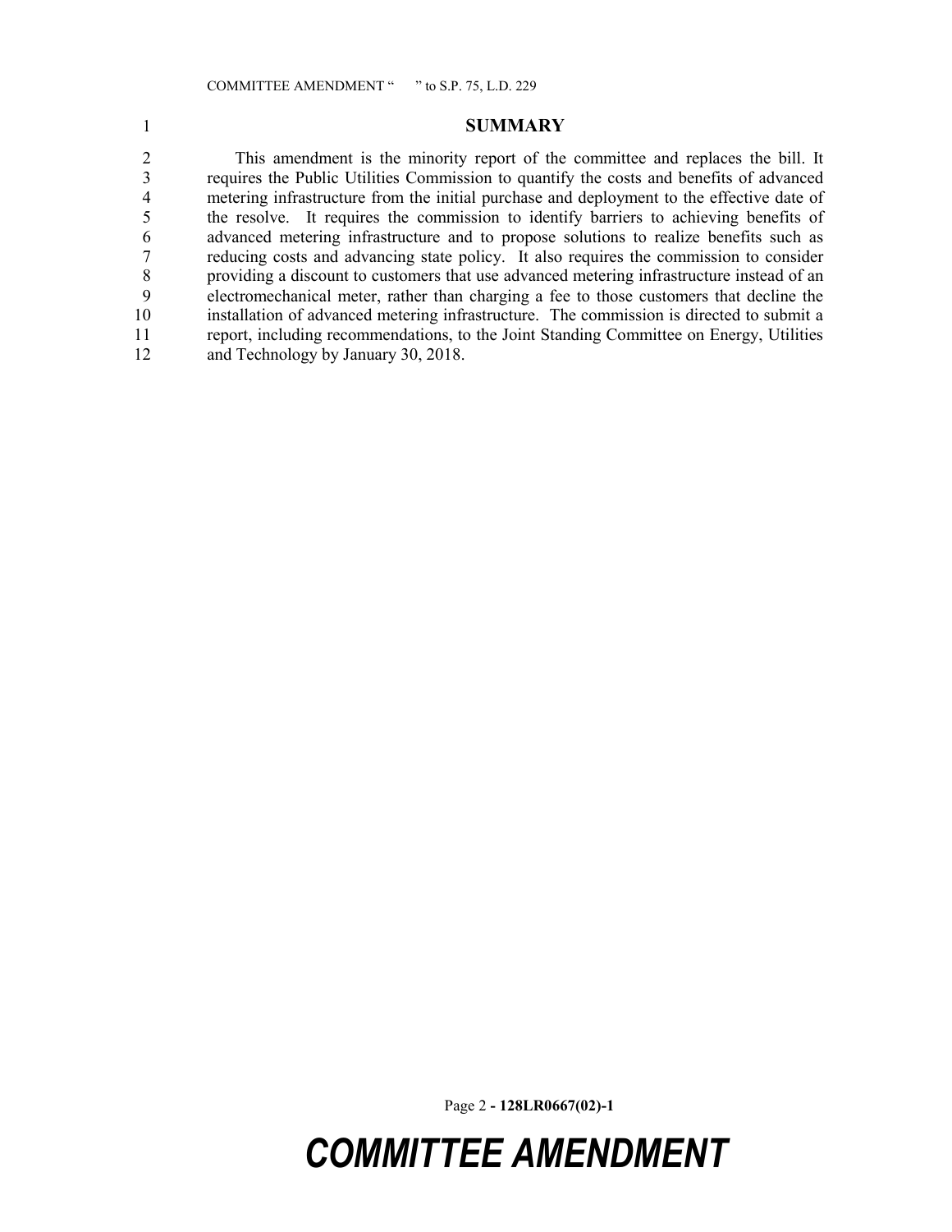## SUMMARY

This amendment is the minority report of the committee and replaces the bill. It requires the Public Utilities Commission to quantify the costs and benefits of advanced metering infrastructure from the initial purchase and deployment to the effective date of the resolve. It requires the commission to identify barriers to achieving benefits of advanced metering infrastructure and to propose solutions to realize benefits such as reducing costs and advancing state policy. It also requires the commission to consider providing a discount to customers that use advanced metering infrastructure instead of an electromechanical meter, rather than charging a fee to those customers that decline the installation of advanced metering infrastructure. The commission is directed to submit a report, including recommendations, to the Joint Standing Committee on Energy, Utilities and Technology by January 30, 2018.